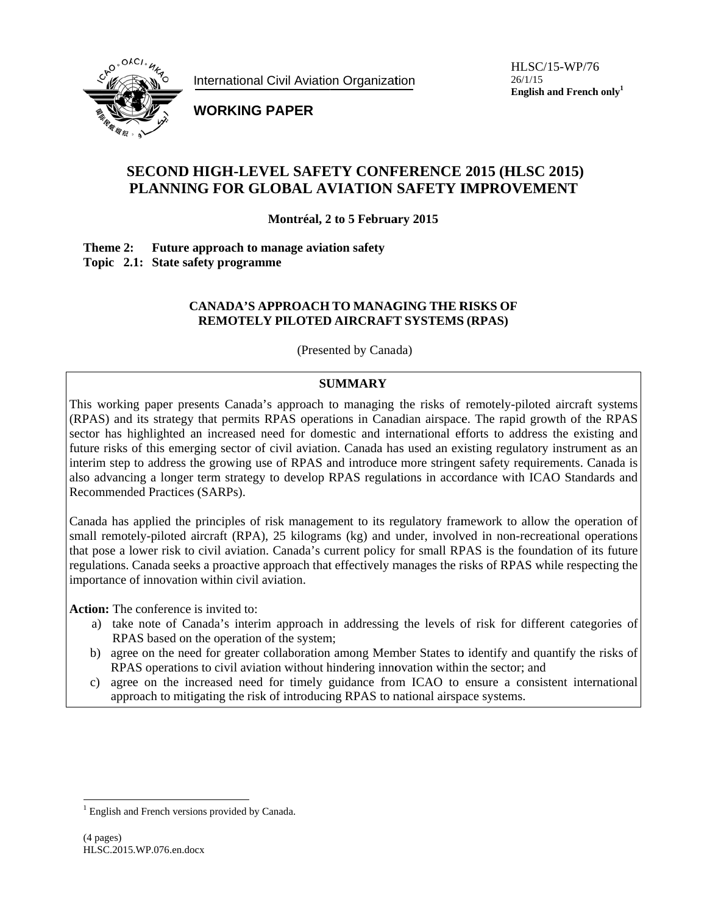International Civil Aviation Organization

**WORKING PAPER**

HLSC/15-WP/76
26/1/15
**English and French only**[1]

# SECOND HIGH-LEVEL SAFETY CONFERENCE 2015 (HLSC 2015) PLANNING FOR GLOBAL AVIATION SAFETY IMPROVEMENT

**Montréal, 2 to 5 February 2015**

**Theme 2: Future approach to manage aviation safety**
**Topic 2.1: State safety programme**

## CANADA'S APPROACH TO MANAGING THE RISKS OF REMOTELY PILOTED AIRCRAFT SYSTEMS (RPAS)

(Presented by Canada)

### SUMMARY

This working paper presents Canada's approach to managing the risks of remotely-piloted aircraft systems (RPAS) and its strategy that permits RPAS operations in Canadian airspace. The rapid growth of the RPAS sector has highlighted an increased need for domestic and international efforts to address the existing and future risks of this emerging sector of civil aviation. Canada has used an existing regulatory instrument as an interim step to address the growing use of RPAS and introduce more stringent safety requirements. Canada is also advancing a longer term strategy to develop RPAS regulations in accordance with ICAO Standards and Recommended Practices (SARPs).

Canada has applied the principles of risk management to its regulatory framework to allow the operation of small remotely-piloted aircraft (RPA), 25 kilograms (kg) and under, involved in non-recreational operations that pose a lower risk to civil aviation. Canada's current policy for small RPAS is the foundation of its future regulations. Canada seeks a proactive approach that effectively manages the risks of RPAS while respecting the importance of innovation within civil aviation.

**Action:** The conference is invited to:

a) take note of Canada's interim approach in addressing the levels of risk for different categories of RPAS based on the operation of the system;
b) agree on the need for greater collaboration among Member States to identify and quantify the risks of RPAS operations to civil aviation without hindering innovation within the sector; and
c) agree on the increased need for timely guidance from ICAO to ensure a consistent international approach to mitigating the risk of introducing RPAS to national airspace systems.

---

[1] English and French versions provided by Canada.

(4 pages)
HLSC.2015.WP.076.en.docx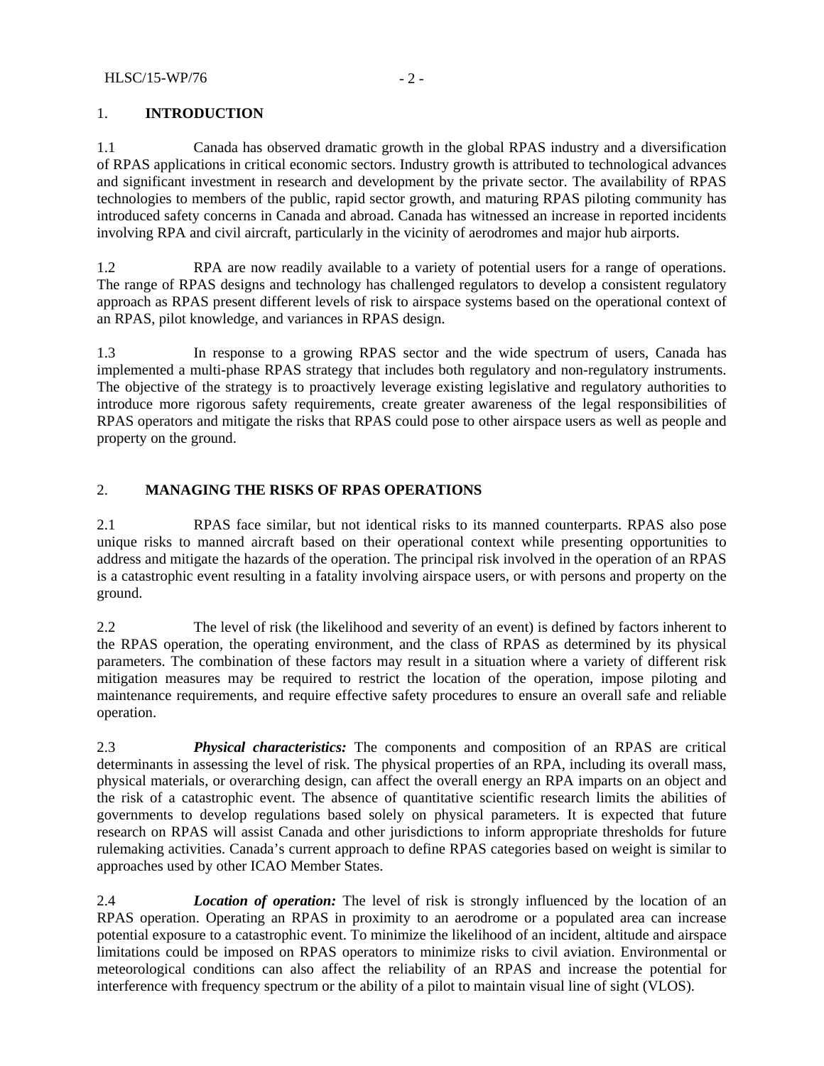## 1. INTRODUCTION

1.1 Canada has observed dramatic growth in the global RPAS industry and a diversification of RPAS applications in critical economic sectors. Industry growth is attributed to technological advances and significant investment in research and development by the private sector. The availability of RPAS technologies to members of the public, rapid sector growth, and maturing RPAS piloting community has introduced safety concerns in Canada and abroad. Canada has witnessed an increase in reported incidents involving RPA and civil aircraft, particularly in the vicinity of aerodromes and major hub airports.

1.2 RPA are now readily available to a variety of potential users for a range of operations. The range of RPAS designs and technology has challenged regulators to develop a consistent regulatory approach as RPAS present different levels of risk to airspace systems based on the operational context of an RPAS, pilot knowledge, and variances in RPAS design.

1.3 In response to a growing RPAS sector and the wide spectrum of users, Canada has implemented a multi-phase RPAS strategy that includes both regulatory and non-regulatory instruments. The objective of the strategy is to proactively leverage existing legislative and regulatory authorities to introduce more rigorous safety requirements, create greater awareness of the legal responsibilities of RPAS operators and mitigate the risks that RPAS could pose to other airspace users as well as people and property on the ground.

## 2. MANAGING THE RISKS OF RPAS OPERATIONS

2.1 RPAS face similar, but not identical risks to its manned counterparts. RPAS also pose unique risks to manned aircraft based on their operational context while presenting opportunities to address and mitigate the hazards of the operation. The principal risk involved in the operation of an RPAS is a catastrophic event resulting in a fatality involving airspace users, or with persons and property on the ground.

2.2 The level of risk (the likelihood and severity of an event) is defined by factors inherent to the RPAS operation, the operating environment, and the class of RPAS as determined by its physical parameters. The combination of these factors may result in a situation where a variety of different risk mitigation measures may be required to restrict the location of the operation, impose piloting and maintenance requirements, and require effective safety procedures to ensure an overall safe and reliable operation.

2.3 ***Physical characteristics:*** The components and composition of an RPAS are critical determinants in assessing the level of risk. The physical properties of an RPA, including its overall mass, physical materials, or overarching design, can affect the overall energy an RPA imparts on an object and the risk of a catastrophic event. The absence of quantitative scientific research limits the abilities of governments to develop regulations based solely on physical parameters. It is expected that future research on RPAS will assist Canada and other jurisdictions to inform appropriate thresholds for future rulemaking activities. Canada's current approach to define RPAS categories based on weight is similar to approaches used by other ICAO Member States.

2.4 ***Location of operation:*** The level of risk is strongly influenced by the location of an RPAS operation. Operating an RPAS in proximity to an aerodrome or a populated area can increase potential exposure to a catastrophic event. To minimize the likelihood of an incident, altitude and airspace limitations could be imposed on RPAS operators to minimize risks to civil aviation. Environmental or meteorological conditions can also affect the reliability of an RPAS and increase the potential for interference with frequency spectrum or the ability of a pilot to maintain visual line of sight (VLOS).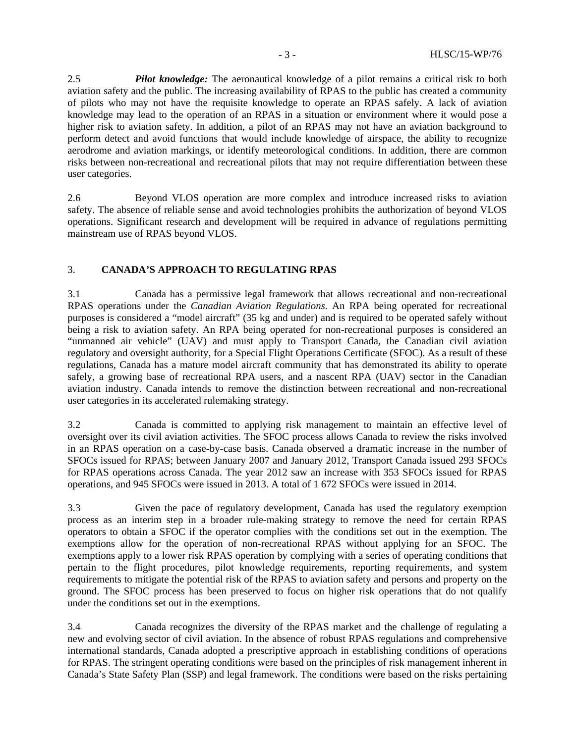2.5 ***Pilot knowledge:*** The aeronautical knowledge of a pilot remains a critical risk to both aviation safety and the public. The increasing availability of RPAS to the public has created a community of pilots who may not have the requisite knowledge to operate an RPAS safely. A lack of aviation knowledge may lead to the operation of an RPAS in a situation or environment where it would pose a higher risk to aviation safety. In addition, a pilot of an RPAS may not have an aviation background to perform detect and avoid functions that would include knowledge of airspace, the ability to recognize aerodrome and aviation markings, or identify meteorological conditions. In addition, there are common risks between non-recreational and recreational pilots that may not require differentiation between these user categories.

2.6 Beyond VLOS operation are more complex and introduce increased risks to aviation safety. The absence of reliable sense and avoid technologies prohibits the authorization of beyond VLOS operations. Significant research and development will be required in advance of regulations permitting mainstream use of RPAS beyond VLOS.

## 3. CANADA'S APPROACH TO REGULATING RPAS

3.1 Canada has a permissive legal framework that allows recreational and non-recreational RPAS operations under the *Canadian Aviation Regulations*. An RPA being operated for recreational purposes is considered a "model aircraft" (35 kg and under) and is required to be operated safely without being a risk to aviation safety. An RPA being operated for non-recreational purposes is considered an "unmanned air vehicle" (UAV) and must apply to Transport Canada, the Canadian civil aviation regulatory and oversight authority, for a Special Flight Operations Certificate (SFOC). As a result of these regulations, Canada has a mature model aircraft community that has demonstrated its ability to operate safely, a growing base of recreational RPA users, and a nascent RPA (UAV) sector in the Canadian aviation industry. Canada intends to remove the distinction between recreational and non-recreational user categories in its accelerated rulemaking strategy.

3.2 Canada is committed to applying risk management to maintain an effective level of oversight over its civil aviation activities. The SFOC process allows Canada to review the risks involved in an RPAS operation on a case-by-case basis. Canada observed a dramatic increase in the number of SFOCs issued for RPAS; between January 2007 and January 2012, Transport Canada issued 293 SFOCs for RPAS operations across Canada. The year 2012 saw an increase with 353 SFOCs issued for RPAS operations, and 945 SFOCs were issued in 2013. A total of 1 672 SFOCs were issued in 2014.

3.3 Given the pace of regulatory development, Canada has used the regulatory exemption process as an interim step in a broader rule-making strategy to remove the need for certain RPAS operators to obtain a SFOC if the operator complies with the conditions set out in the exemption. The exemptions allow for the operation of non-recreational RPAS without applying for an SFOC. The exemptions apply to a lower risk RPAS operation by complying with a series of operating conditions that pertain to the flight procedures, pilot knowledge requirements, reporting requirements, and system requirements to mitigate the potential risk of the RPAS to aviation safety and persons and property on the ground. The SFOC process has been preserved to focus on higher risk operations that do not qualify under the conditions set out in the exemptions.

3.4 Canada recognizes the diversity of the RPAS market and the challenge of regulating a new and evolving sector of civil aviation. In the absence of robust RPAS regulations and comprehensive international standards, Canada adopted a prescriptive approach in establishing conditions of operations for RPAS. The stringent operating conditions were based on the principles of risk management inherent in Canada's State Safety Plan (SSP) and legal framework. The conditions were based on the risks pertaining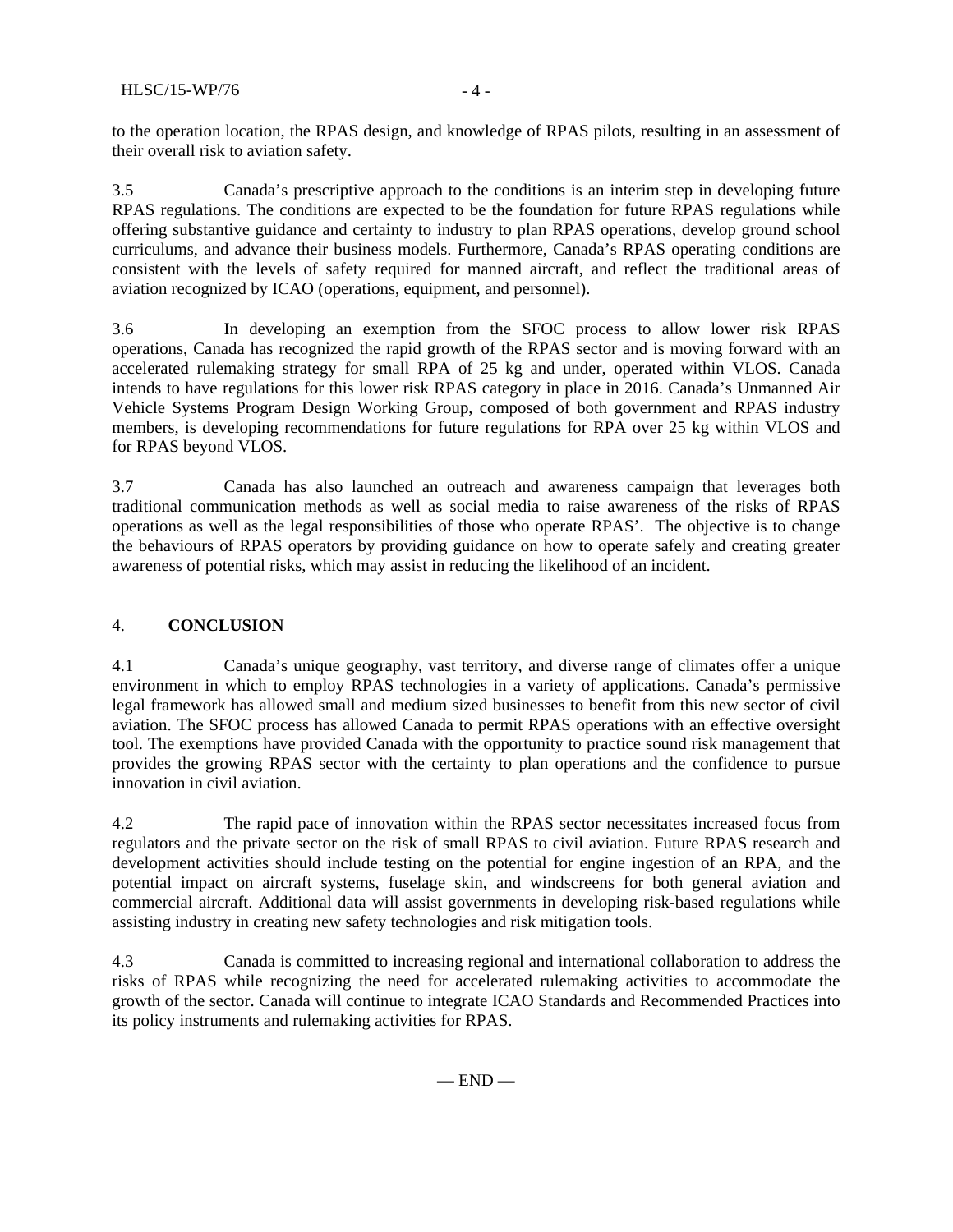to the operation location, the RPAS design, and knowledge of RPAS pilots, resulting in an assessment of their overall risk to aviation safety.

3.5 Canada's prescriptive approach to the conditions is an interim step in developing future RPAS regulations. The conditions are expected to be the foundation for future RPAS regulations while offering substantive guidance and certainty to industry to plan RPAS operations, develop ground school curriculums, and advance their business models. Furthermore, Canada's RPAS operating conditions are consistent with the levels of safety required for manned aircraft, and reflect the traditional areas of aviation recognized by ICAO (operations, equipment, and personnel).

3.6 In developing an exemption from the SFOC process to allow lower risk RPAS operations, Canada has recognized the rapid growth of the RPAS sector and is moving forward with an accelerated rulemaking strategy for small RPA of 25 kg and under, operated within VLOS. Canada intends to have regulations for this lower risk RPAS category in place in 2016. Canada's Unmanned Air Vehicle Systems Program Design Working Group, composed of both government and RPAS industry members, is developing recommendations for future regulations for RPA over 25 kg within VLOS and for RPAS beyond VLOS.

3.7 Canada has also launched an outreach and awareness campaign that leverages both traditional communication methods as well as social media to raise awareness of the risks of RPAS operations as well as the legal responsibilities of those who operate RPAS'. The objective is to change the behaviours of RPAS operators by providing guidance on how to operate safely and creating greater awareness of potential risks, which may assist in reducing the likelihood of an incident.

## 4. CONCLUSION

4.1 Canada's unique geography, vast territory, and diverse range of climates offer a unique environment in which to employ RPAS technologies in a variety of applications. Canada's permissive legal framework has allowed small and medium sized businesses to benefit from this new sector of civil aviation. The SFOC process has allowed Canada to permit RPAS operations with an effective oversight tool. The exemptions have provided Canada with the opportunity to practice sound risk management that provides the growing RPAS sector with the certainty to plan operations and the confidence to pursue innovation in civil aviation.

4.2 The rapid pace of innovation within the RPAS sector necessitates increased focus from regulators and the private sector on the risk of small RPAS to civil aviation. Future RPAS research and development activities should include testing on the potential for engine ingestion of an RPA, and the potential impact on aircraft systems, fuselage skin, and windscreens for both general aviation and commercial aircraft. Additional data will assist governments in developing risk-based regulations while assisting industry in creating new safety technologies and risk mitigation tools.

4.3 Canada is committed to increasing regional and international collaboration to address the risks of RPAS while recognizing the need for accelerated rulemaking activities to accommodate the growth of the sector. Canada will continue to integrate ICAO Standards and Recommended Practices into its policy instruments and rulemaking activities for RPAS.

— END —